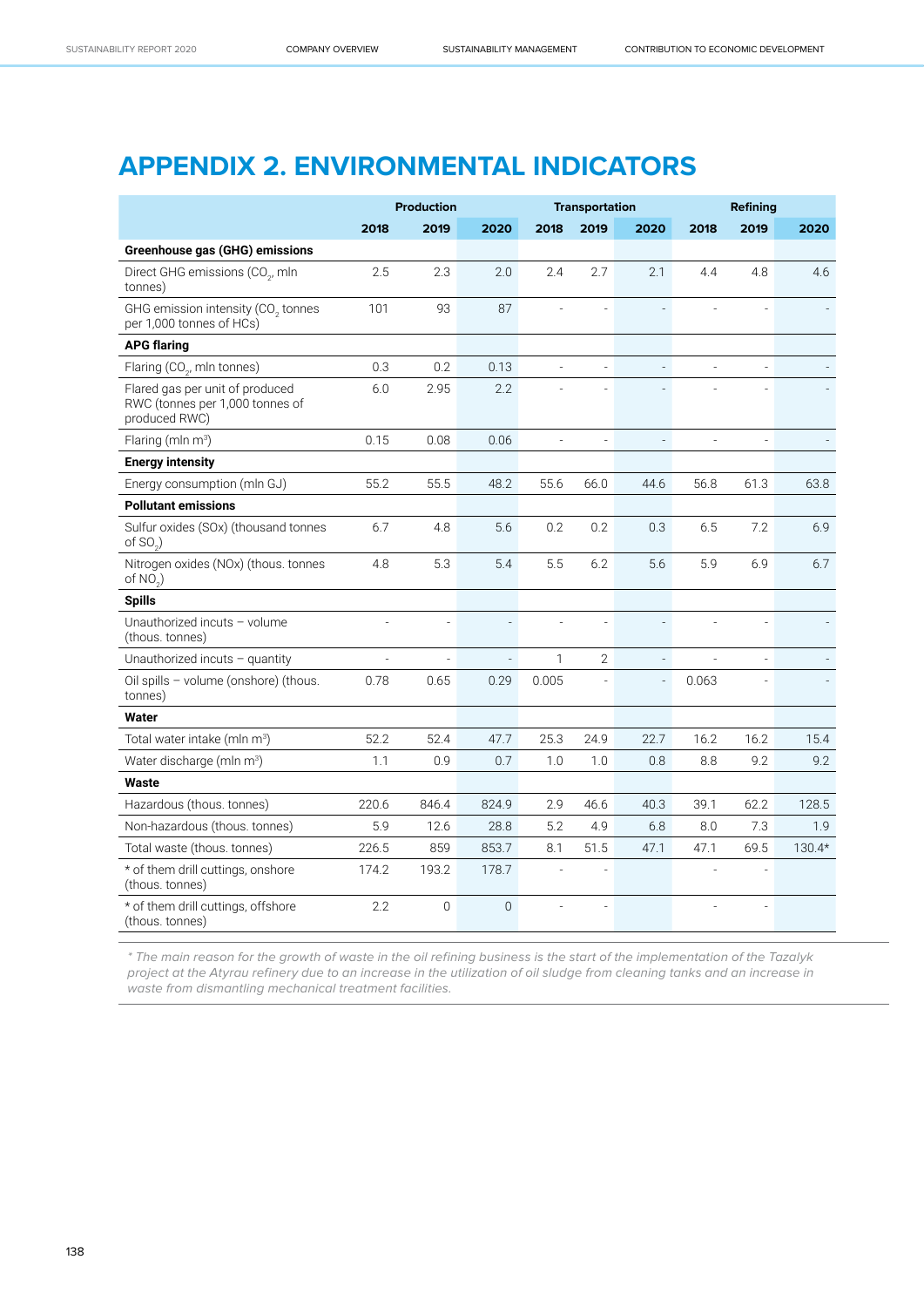# APPENDIX 2. ENVIRONMENTAL INDICATORS

| | Production | | | Transportation | | | Refining | | |
|---|---|---|---|---|---|---|---|---|---|
| | 2018 | 2019 | 2020 | 2018 | 2019 | 2020 | 2018 | 2019 | 2020 |
| **Greenhouse gas (GHG) emissions** | | | | | | | | | |
| Direct GHG emissions ($CO_2$, mln tonnes) | 2.5 | 2.3 | 2.0 | 2.4 | 2.7 | 2.1 | 4.4 | 4.8 | 4.6 |
| GHG emission intensity ($CO_2$ tonnes per 1,000 tonnes of HCs) | 101 | 93 | 87 | - | - | - | - | - | - |
| **APG flaring** | | | | | | | | | |
| Flaring ($CO_2$, mln tonnes) | 0.3 | 0.2 | 0.13 | - | - | - | - | - | - |
| Flared gas per unit of produced RWC (tonnes per 1,000 tonnes of produced RWC) | 6.0 | 2.95 | 2.2 | - | - | - | - | - | - |
| Flaring (mln $m^3$) | 0.15 | 0.08 | 0.06 | - | - | - | - | - | - |
| **Energy intensity** | | | | | | | | | |
| Energy consumption (mln GJ) | 55.2 | 55.5 | 48.2 | 55.6 | 66.0 | 44.6 | 56.8 | 61.3 | 63.8 |
| **Pollutant emissions** | | | | | | | | | |
| Sulfur oxides (SOx) (thousand tonnes of $SO_2$) | 6.7 | 4.8 | 5.6 | 0.2 | 0.2 | 0.3 | 6.5 | 7.2 | 6.9 |
| Nitrogen oxides (NOx) (thous. tonnes of $NO_2$) | 4.8 | 5.3 | 5.4 | 5.5 | 6.2 | 5.6 | 5.9 | 6.9 | 6.7 |
| **Spills** | | | | | | | | | |
| Unauthorized incuts – volume (thous. tonnes) | - | - | - | - | - | - | - | - | - |
| Unauthorized incuts – quantity | - | - | - | 1 | 2 | - | - | - | - |
| Oil spills – volume (onshore) (thous. tonnes) | 0.78 | 0.65 | 0.29 | 0.005 | - | - | 0.063 | - | - |
| **Water** | | | | | | | | | |
| Total water intake (mln $m^3$) | 52.2 | 52.4 | 47.7 | 25.3 | 24.9 | 22.7 | 16.2 | 16.2 | 15.4 |
| Water discharge (mln $m^3$) | 1.1 | 0.9 | 0.7 | 1.0 | 1.0 | 0.8 | 8.8 | 9.2 | 9.2 |
| **Waste** | | | | | | | | | |
| Hazardous (thous. tonnes) | 220.6 | 846.4 | 824.9 | 2.9 | 46.6 | 40.3 | 39.1 | 62.2 | 128.5 |
| Non-hazardous (thous. tonnes) | 5.9 | 12.6 | 28.8 | 5.2 | 4.9 | 6.8 | 8.0 | 7.3 | 1.9 |
| Total waste (thous. tonnes) | 226.5 | 859 | 853.7 | 8.1 | 51.5 | 47.1 | 47.1 | 69.5 | 130.4* |
| * of them drill cuttings, onshore (thous. tonnes) | 174.2 | 193.2 | 178.7 | - | - | | - | - | |
| * of them drill cuttings, offshore (thous. tonnes) | 2.2 | 0 | 0 | - | - | | - | - | |

*\* The main reason for the growth of waste in the oil refining business is the start of the implementation of the Tazalyk project at the Atyrau refinery due to an increase in the utilization of oil sludge from cleaning tanks and an increase in waste from dismantling mechanical treatment facilities.*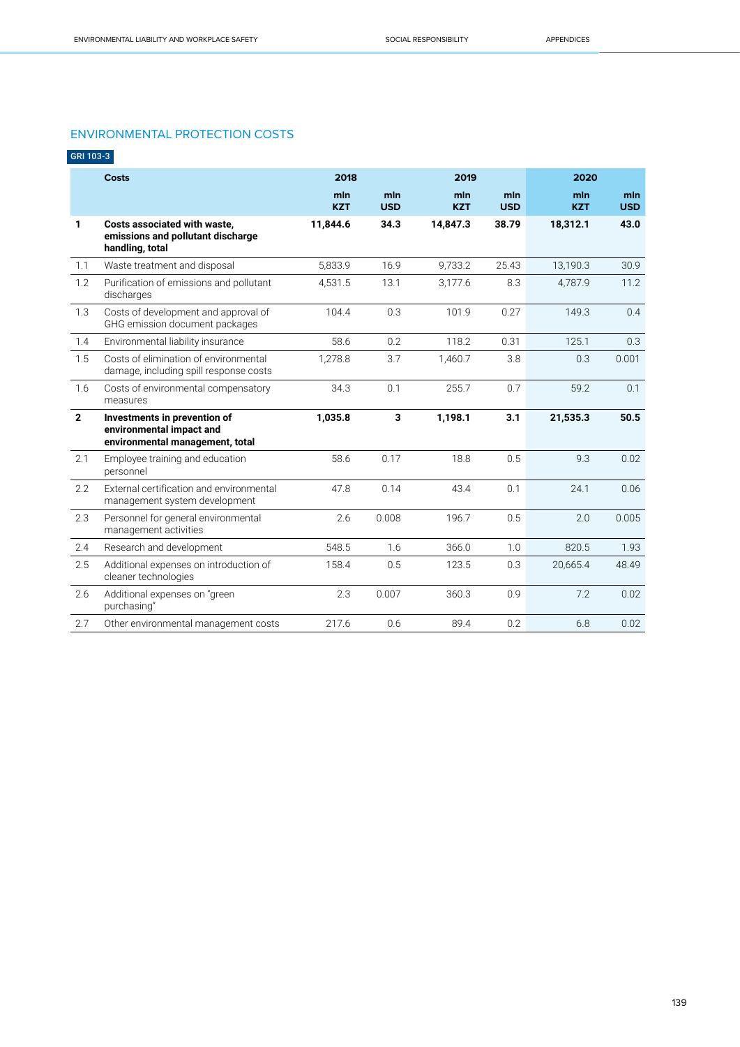## ENVIRONMENTAL PROTECTION COSTS

GRI 103-3

| | Costs | 2018 | | 2019 | | 2020 | |
|---|---|---|---|---|---|---|---|
| | | mln KZT | mln USD | mln KZT | mln USD | mln KZT | mln USD |
| **1** | **Costs associated with waste, emissions and pollutant discharge handling, total** | **11,844.6** | **34.3** | **14,847.3** | **38.79** | **18,312.1** | **43.0** |
| 1.1 | Waste treatment and disposal | 5,833.9 | 16.9 | 9,733.2 | 25.43 | 13,190.3 | 30.9 |
| 1.2 | Purification of emissions and pollutant discharges | 4,531.5 | 13.1 | 3,177.6 | 8.3 | 4,787.9 | 11.2 |
| 1.3 | Costs of development and approval of GHG emission document packages | 104.4 | 0.3 | 101.9 | 0.27 | 149.3 | 0.4 |
| 1.4 | Environmental liability insurance | 58.6 | 0.2 | 118.2 | 0.31 | 125.1 | 0.3 |
| 1.5 | Costs of elimination of environmental damage, including spill response costs | 1,278.8 | 3.7 | 1,460.7 | 3.8 | 0.3 | 0.001 |
| 1.6 | Costs of environmental compensatory measures | 34.3 | 0.1 | 255.7 | 0.7 | 59.2 | 0.1 |
| **2** | **Investments in prevention of environmental impact and environmental management, total** | **1,035.8** | **3** | **1,198.1** | **3.1** | **21,535.3** | **50.5** |
| 2.1 | Employee training and education personnel | 58.6 | 0.17 | 18.8 | 0.5 | 9.3 | 0.02 |
| 2.2 | External certification and environmental management system development | 47.8 | 0.14 | 43.4 | 0.1 | 24.1 | 0.06 |
| 2.3 | Personnel for general environmental management activities | 2.6 | 0.008 | 196.7 | 0.5 | 2.0 | 0.005 |
| 2.4 | Research and development | 548.5 | 1.6 | 366.0 | 1.0 | 820.5 | 1.93 |
| 2.5 | Additional expenses on introduction of cleaner technologies | 158.4 | 0.5 | 123.5 | 0.3 | 20,665.4 | 48.49 |
| 2.6 | Additional expenses on "green purchasing" | 2.3 | 0.007 | 360.3 | 0.9 | 7.2 | 0.02 |
| 2.7 | Other environmental management costs | 217.6 | 0.6 | 89.4 | 0.2 | 6.8 | 0.02 |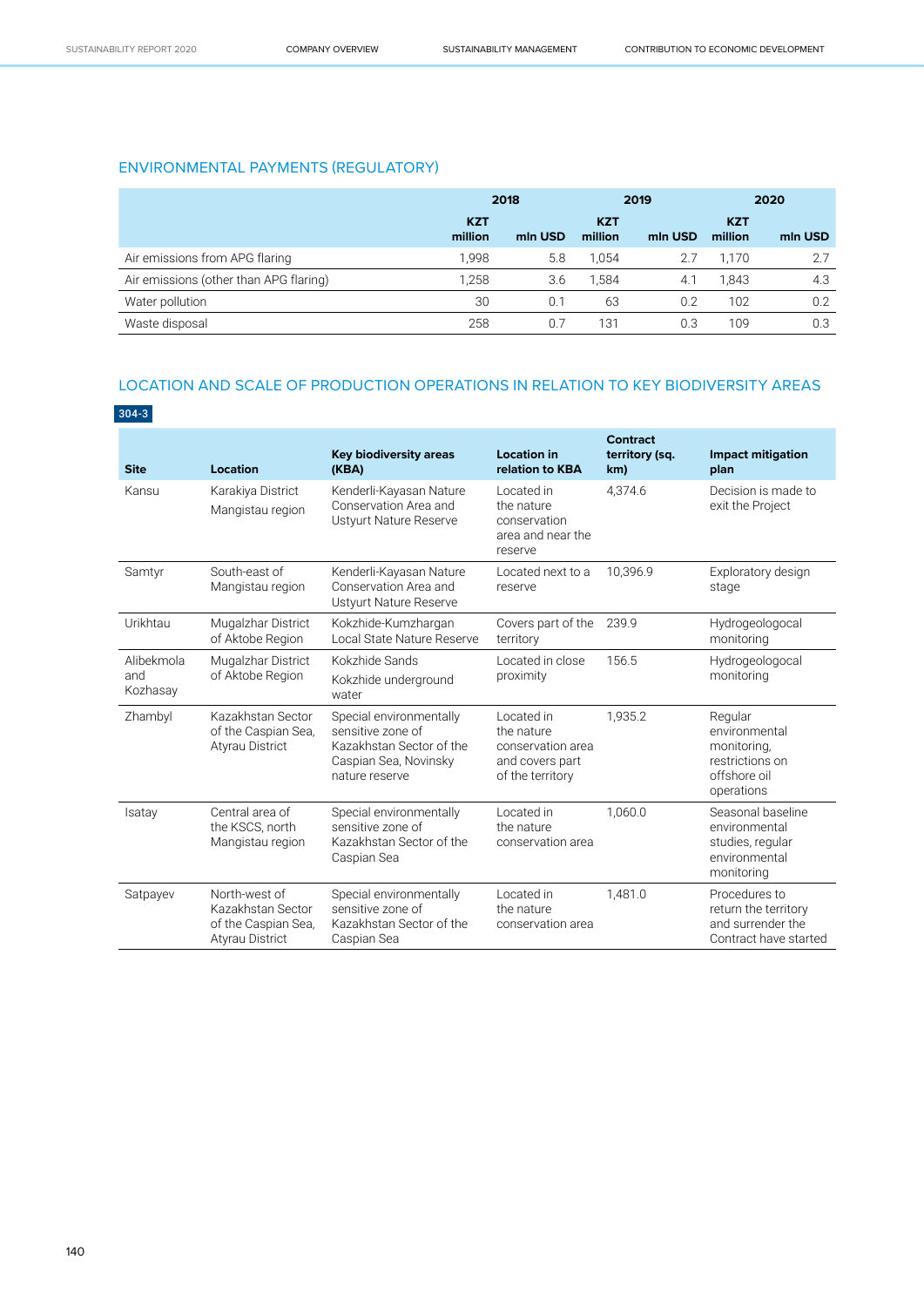## ENVIRONMENTAL PAYMENTS (REGULATORY)

| | 2018 | | 2019 | | 2020 | |
|---|---|---|---|---|---|---|
| | KZT million | mln USD | KZT million | mln USD | KZT million | mln USD |
| Air emissions from APG flaring | 1,998 | 5.8 | 1,054 | 2.7 | 1,170 | 2.7 |
| Air emissions (other than APG flaring) | 1,258 | 3.6 | 1,584 | 4.1 | 1,843 | 4.3 |
| Water pollution | 30 | 0.1 | 63 | 0.2 | 102 | 0.2 |
| Waste disposal | 258 | 0.7 | 131 | 0.3 | 109 | 0.3 |

## LOCATION AND SCALE OF PRODUCTION OPERATIONS IN RELATION TO KEY BIODIVERSITY AREAS

304-3

| Site | Location | Key biodiversity areas (KBA) | Location in relation to KBA | Contract territory (sq. km) | Impact mitigation plan |
|---|---|---|---|---|---|
| Kansu | Karakiya District Mangistau region | Kenderli-Kayasan Nature Conservation Area and Ustyurt Nature Reserve | Located in the nature conservation area and near the reserve | 4,374.6 | Decision is made to exit the Project |
| Samtyr | South-east of Mangistau region | Kenderli-Kayasan Nature Conservation Area and Ustyurt Nature Reserve | Located next to a reserve | 10,396.9 | Exploratory design stage |
| Urikhtau | Mugalzhar District of Aktobe Region | Kokzhide-Kumzhargan Local State Nature Reserve | Covers part of the territory | 239.9 | Hydrogeologocal monitoring |
| Alibekmola and Kozhasay | Mugalzhar District of Aktobe Region | Kokzhide Sands<br>Kokzhide underground water | Located in close proximity | 156.5 | Hydrogeologocal monitoring |
| Zhambyl | Kazakhstan Sector of the Caspian Sea, Atyrau District | Special environmentally sensitive zone of Kazakhstan Sector of the Caspian Sea, Novinsky nature reserve | Located in the nature conservation area and covers part of the territory | 1,935.2 | Regular environmental monitoring, restrictions on offshore oil operations |
| Isatay | Central area of the KSCS, north Mangistau region | Special environmentally sensitive zone of Kazakhstan Sector of the Caspian Sea | Located in the nature conservation area | 1,060.0 | Seasonal baseline environmental studies, regular environmental monitoring |
| Satpayev | North-west of Kazakhstan Sector of the Caspian Sea, Atyrau District | Special environmentally sensitive zone of Kazakhstan Sector of the Caspian Sea | Located in the nature conservation area | 1,481.0 | Procedures to return the territory and surrender the Contract have started |